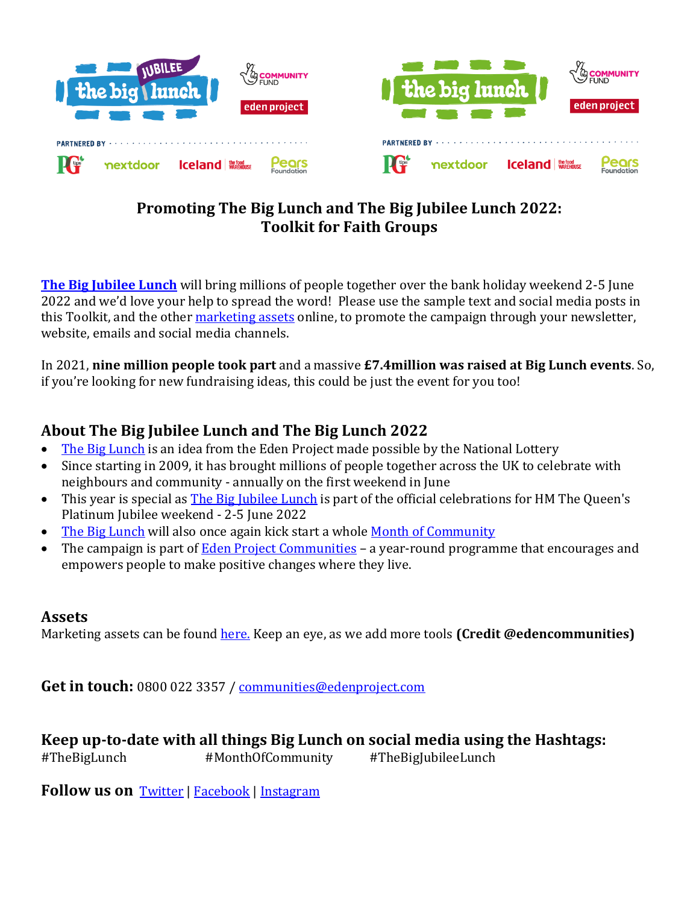# Promoting The Big Lunch and The Big Jubilee Lunch 2022: Toolkit for Faith Groups

**The Big Jubilee Lunch** will bring millions of people together over the bank holiday weekend 2-5 June 2022 and we'd love your help to spread the word! Please use the sample text and social media posts in this Toolkit, and the other marketing assets online, to promote the campaign through your newsletter, website, emails and social media channels.

In 2021, **nine million people took part** and a massive **£7.4million was raised at Big Lunch events**. So, if you're looking for new fundraising ideas, this could be just the event for you too!

## About The Big Jubilee Lunch and The Big Lunch 2022

- The Big Lunch is an idea from the Eden Project made possible by the National Lottery
- Since starting in 2009, it has brought millions of people together across the UK to celebrate with neighbours and community - annually on the first weekend in June
- This year is special as The Big Jubilee Lunch is part of the official celebrations for HM The Queen's Platinum Jubilee weekend - 2-5 June 2022
- The Big Lunch will also once again kick start a whole Month of Community
- The campaign is part of Eden Project Communities – a year-round programme that encourages and empowers people to make positive changes where they live.

## Assets

Marketing assets can be found here. Keep an eye, as we add more tools **(Credit @edencommunities)**

**Get in touch:** 0800 022 3357 / communities@edenproject.com

## Keep up-to-date with all things Big Lunch on social media using the Hashtags:

#TheBigLunch #MonthOfCommunity #TheBigJubileeLunch

**Follow us on** Twitter | Facebook | Instagram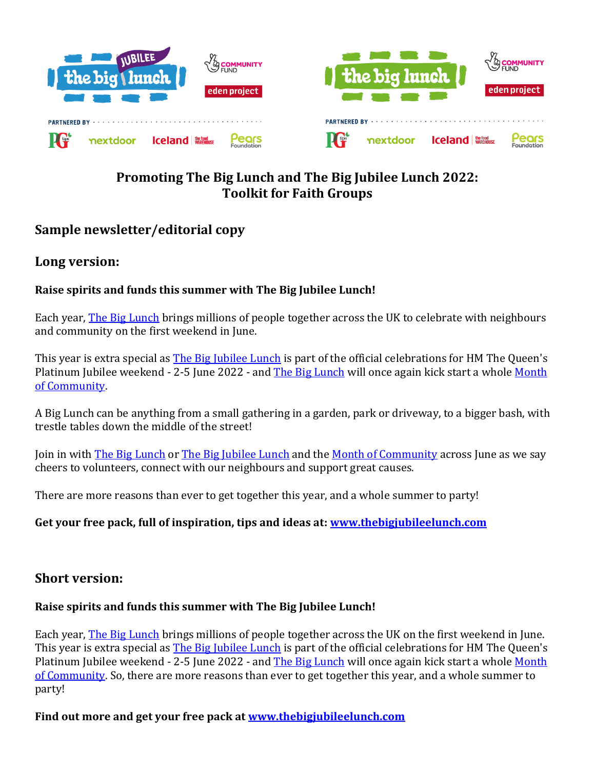**Promoting The Big Lunch and The Big Jubilee Lunch 2022:**
**Toolkit for Faith Groups**

## Sample newsletter/editorial copy

## Long version:

**Raise spirits and funds this summer with The Big Jubilee Lunch!**

Each year, The Big Lunch brings millions of people together across the UK to celebrate with neighbours and community on the first weekend in June.

This year is extra special as The Big Jubilee Lunch is part of the official celebrations for HM The Queen's Platinum Jubilee weekend - 2-5 June 2022 - and The Big Lunch will once again kick start a whole Month of Community.

A Big Lunch can be anything from a small gathering in a garden, park or driveway, to a bigger bash, with trestle tables down the middle of the street!

Join in with The Big Lunch or The Big Jubilee Lunch and the Month of Community across June as we say cheers to volunteers, connect with our neighbours and support great causes.

There are more reasons than ever to get together this year, and a whole summer to party!

**Get your free pack, full of inspiration, tips and ideas at: www.thebigjubileelunch.com**

## Short version:

**Raise spirits and funds this summer with The Big Jubilee Lunch!**

Each year, The Big Lunch brings millions of people together across the UK on the first weekend in June. This year is extra special as The Big Jubilee Lunch is part of the official celebrations for HM The Queen's Platinum Jubilee weekend - 2-5 June 2022 - and The Big Lunch will once again kick start a whole Month of Community. So, there are more reasons than ever to get together this year, and a whole summer to party!

**Find out more and get your free pack at www.thebigjubileelunch.com**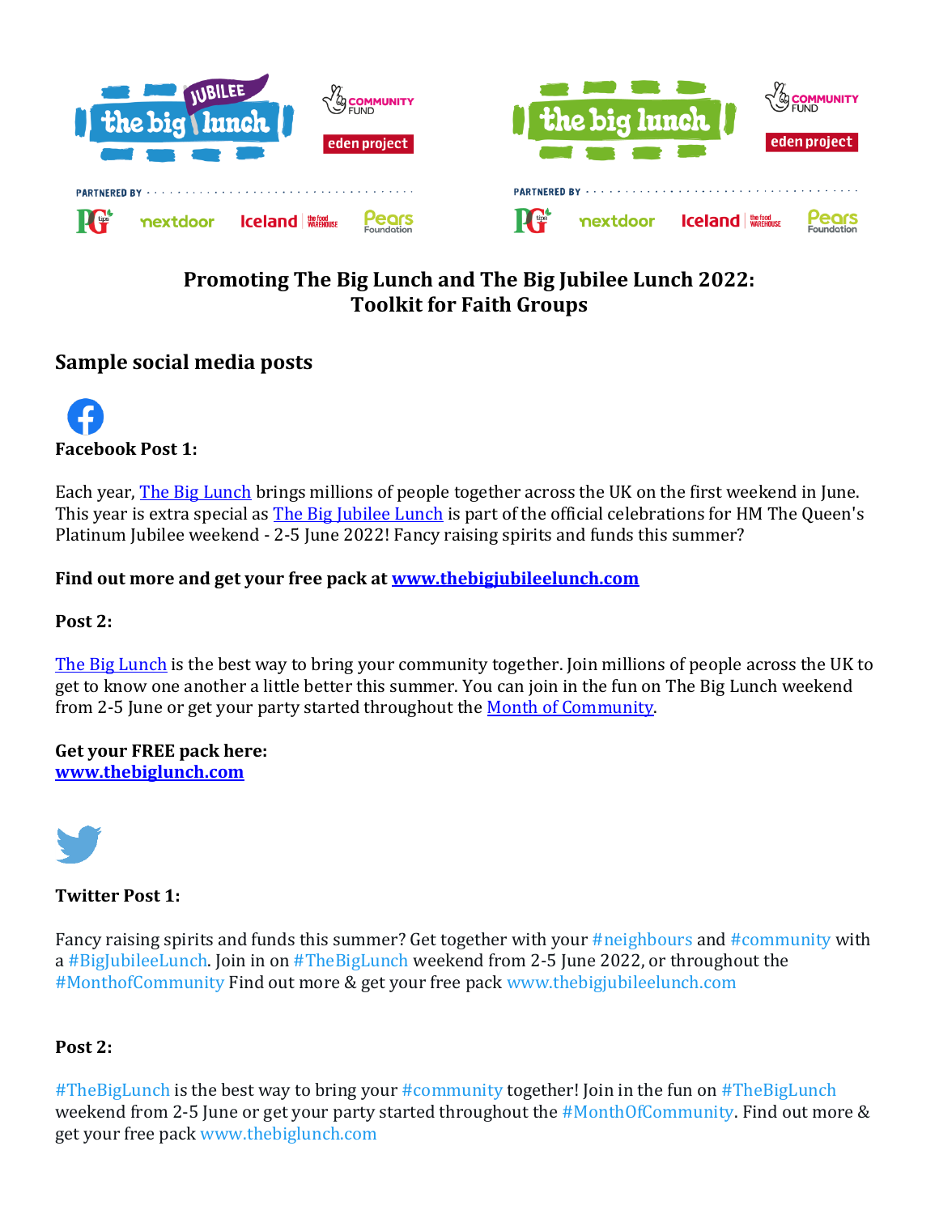# Promoting The Big Lunch and The Big Jubilee Lunch 2022: Toolkit for Faith Groups

## Sample social media posts

**Facebook Post 1:**

Each year, The Big Lunch brings millions of people together across the UK on the first weekend in June. This year is extra special as The Big Jubilee Lunch is part of the official celebrations for HM The Queen's Platinum Jubilee weekend - 2-5 June 2022! Fancy raising spirits and funds this summer?

**Find out more and get your free pack at www.thebigjubileelunch.com**

**Post 2:**

The Big Lunch is the best way to bring your community together. Join millions of people across the UK to get to know one another a little better this summer. You can join in the fun on The Big Lunch weekend from 2-5 June or get your party started throughout the Month of Community.

**Get your FREE pack here:**
**www.thebiglunch.com**

**Twitter Post 1:**

Fancy raising spirits and funds this summer? Get together with your #neighbours and #community with a #BigJubileeLunch. Join in on #TheBigLunch weekend from 2-5 June 2022, or throughout the #MonthofCommunity Find out more & get your free pack www.thebigjubileelunch.com

**Post 2:**

#TheBigLunch is the best way to bring your #community together! Join in the fun on #TheBigLunch weekend from 2-5 June or get your party started throughout the #MonthOfCommunity. Find out more & get your free pack www.thebiglunch.com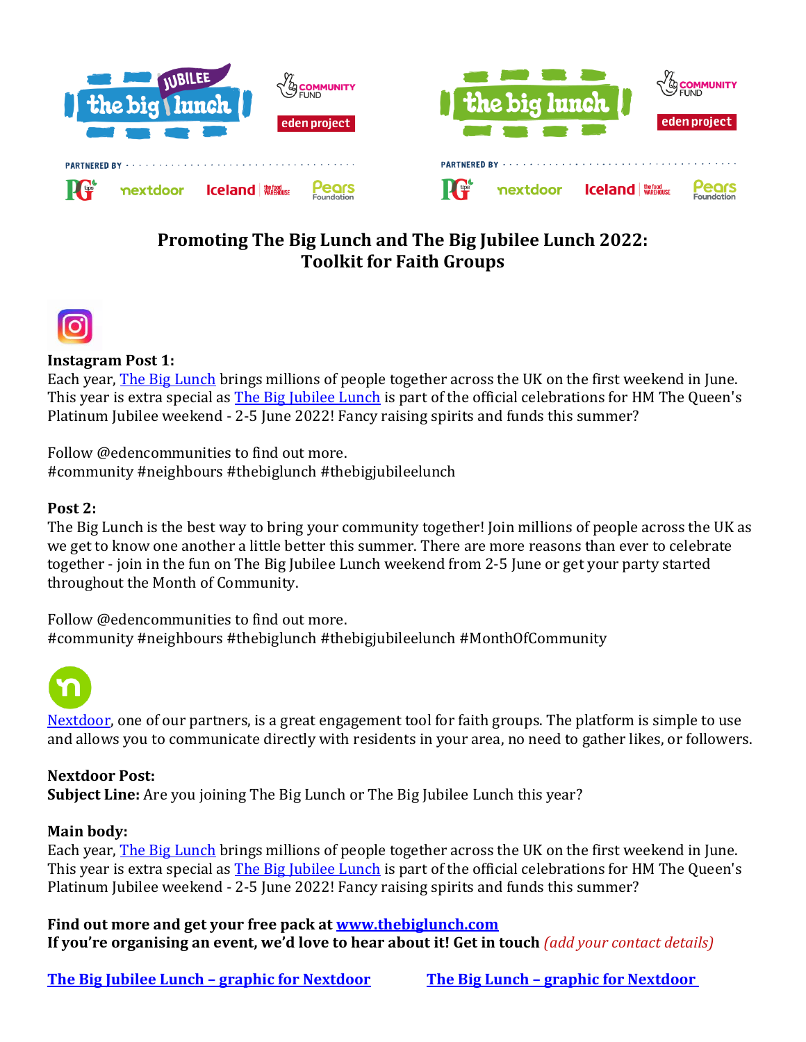## Promoting The Big Lunch and The Big Jubilee Lunch 2022: Toolkit for Faith Groups

**Instagram Post 1:**

Each year, The Big Lunch brings millions of people together across the UK on the first weekend in June. This year is extra special as The Big Jubilee Lunch is part of the official celebrations for HM The Queen's Platinum Jubilee weekend - 2-5 June 2022! Fancy raising spirits and funds this summer?

Follow @edencommunities to find out more.
#community #neighbours #thebiglunch #thebigjubileelunch

**Post 2:**

The Big Lunch is the best way to bring your community together! Join millions of people across the UK as we get to know one another a little better this summer. There are more reasons than ever to celebrate together - join in the fun on The Big Jubilee Lunch weekend from 2-5 June or get your party started throughout the Month of Community.

Follow @edencommunities to find out more.
#community #neighbours #thebiglunch #thebigjubileelunch #MonthOfCommunity

Nextdoor, one of our partners, is a great engagement tool for faith groups. The platform is simple to use and allows you to communicate directly with residents in your area, no need to gather likes, or followers.

**Nextdoor Post:**
**Subject Line:** Are you joining The Big Lunch or The Big Jubilee Lunch this year?

**Main body:**
Each year, The Big Lunch brings millions of people together across the UK on the first weekend in June. This year is extra special as The Big Jubilee Lunch is part of the official celebrations for HM The Queen's Platinum Jubilee weekend - 2-5 June 2022! Fancy raising spirits and funds this summer?

**Find out more and get your free pack at www.thebiglunch.com**
**If you're organising an event, we'd love to hear about it! Get in touch** *(add your contact details)*

**The Big Jubilee Lunch – graphic for Nextdoor** **The Big Lunch – graphic for Nextdoor**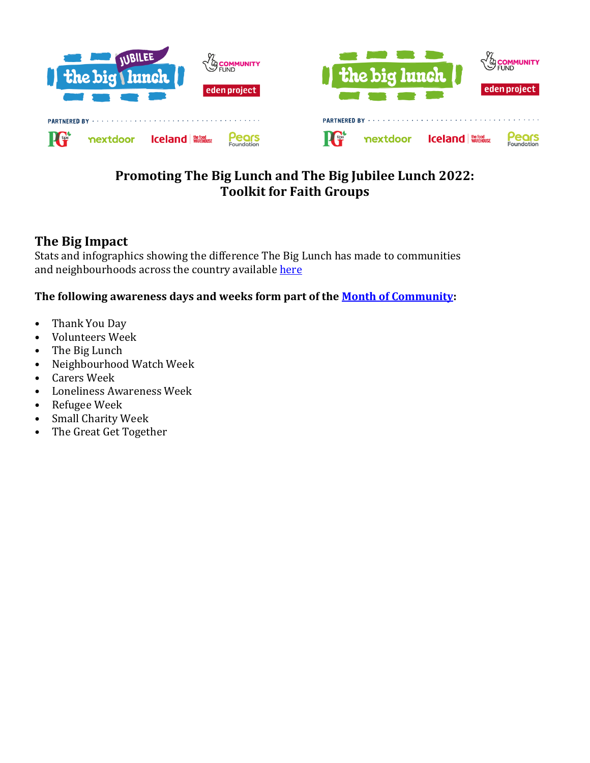**Promoting The Big Lunch and The Big Jubilee Lunch 2022: Toolkit for Faith Groups**

## The Big Impact

Stats and infographics showing the difference The Big Lunch has made to communities and neighbourhoods across the country available here

**The following awareness days and weeks form part of the Month of Community:**

- Thank You Day
- Volunteers Week
- The Big Lunch
- Neighbourhood Watch Week
- Carers Week
- Loneliness Awareness Week
- Refugee Week
- Small Charity Week
- The Great Get Together